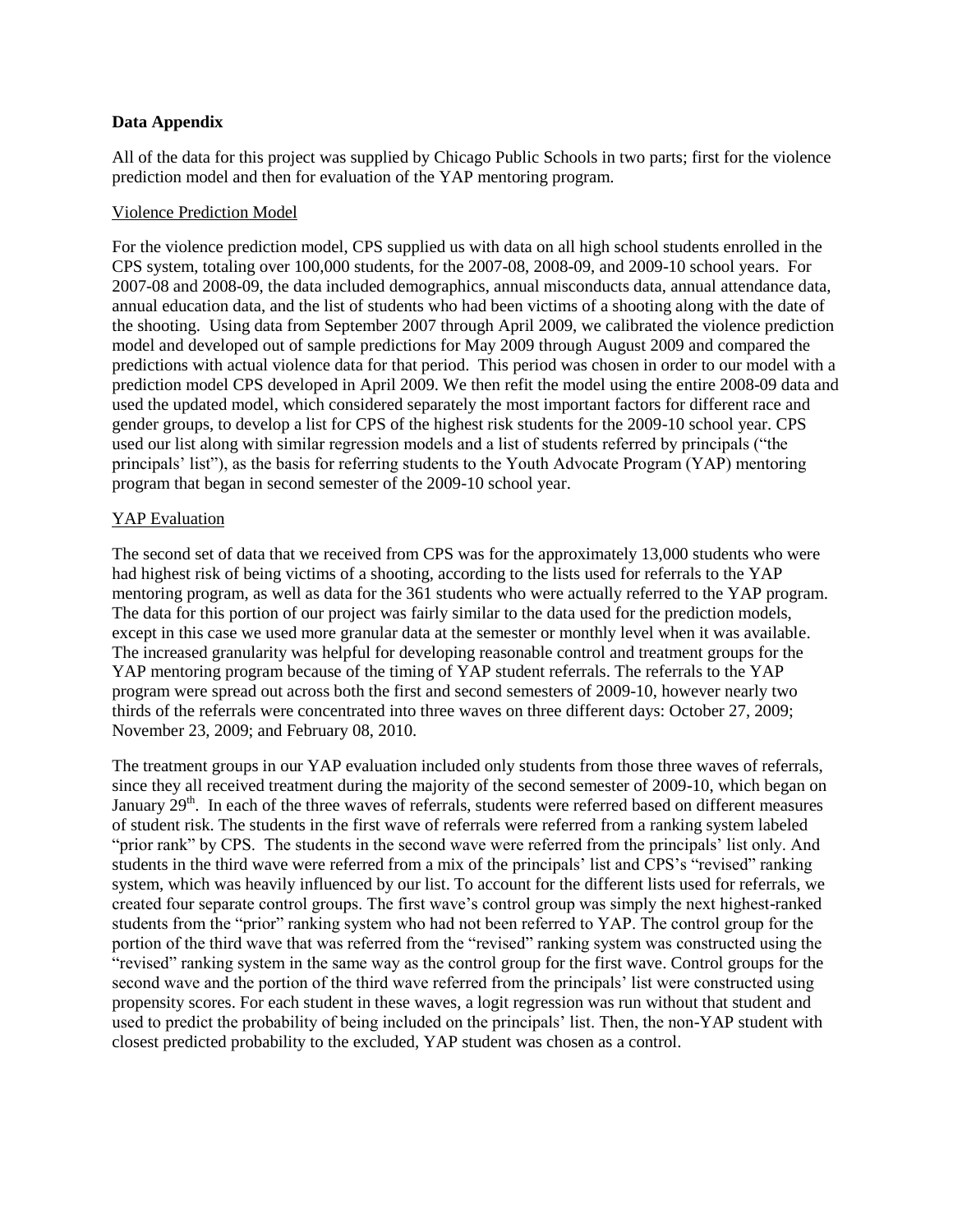**Data Appendix**

All of the data for this project was supplied by Chicago Public Schools in two parts; first for the violence prediction model and then for evaluation of the YAP mentoring program.

Violence Prediction Model

For the violence prediction model, CPS supplied us with data on all high school students enrolled in the CPS system, totaling over 100,000 students, for the 2007-08, 2008-09, and 2009-10 school years. For 2007-08 and 2008-09, the data included demographics, annual misconducts data, annual attendance data, annual education data, and the list of students who had been victims of a shooting along with the date of the shooting. Using data from September 2007 through April 2009, we calibrated the violence prediction model and developed out of sample predictions for May 2009 through August 2009 and compared the predictions with actual violence data for that period. This period was chosen in order to our model with a prediction model CPS developed in April 2009. We then refit the model using the entire 2008-09 data and used the updated model, which considered separately the most important factors for different race and gender groups, to develop a list for CPS of the highest risk students for the 2009-10 school year. CPS used our list along with similar regression models and a list of students referred by principals ("the principals' list"), as the basis for referring students to the Youth Advocate Program (YAP) mentoring program that began in second semester of the 2009-10 school year.

YAP Evaluation

The second set of data that we received from CPS was for the approximately 13,000 students who were had highest risk of being victims of a shooting, according to the lists used for referrals to the YAP mentoring program, as well as data for the 361 students who were actually referred to the YAP program. The data for this portion of our project was fairly similar to the data used for the prediction models, except in this case we used more granular data at the semester or monthly level when it was available. The increased granularity was helpful for developing reasonable control and treatment groups for the YAP mentoring program because of the timing of YAP student referrals. The referrals to the YAP program were spread out across both the first and second semesters of 2009-10, however nearly two thirds of the referrals were concentrated into three waves on three different days: October 27, 2009; November 23, 2009; and February 08, 2010.

The treatment groups in our YAP evaluation included only students from those three waves of referrals, since they all received treatment during the majority of the second semester of 2009-10, which began on January 29th. In each of the three waves of referrals, students were referred based on different measures of student risk. The students in the first wave of referrals were referred from a ranking system labeled "prior rank" by CPS. The students in the second wave were referred from the principals' list only. And students in the third wave were referred from a mix of the principals' list and CPS's "revised" ranking system, which was heavily influenced by our list. To account for the different lists used for referrals, we created four separate control groups. The first wave's control group was simply the next highest-ranked students from the "prior" ranking system who had not been referred to YAP. The control group for the portion of the third wave that was referred from the "revised" ranking system was constructed using the "revised" ranking system in the same way as the control group for the first wave. Control groups for the second wave and the portion of the third wave referred from the principals' list were constructed using propensity scores. For each student in these waves, a logit regression was run without that student and used to predict the probability of being included on the principals' list. Then, the non-YAP student with closest predicted probability to the excluded, YAP student was chosen as a control.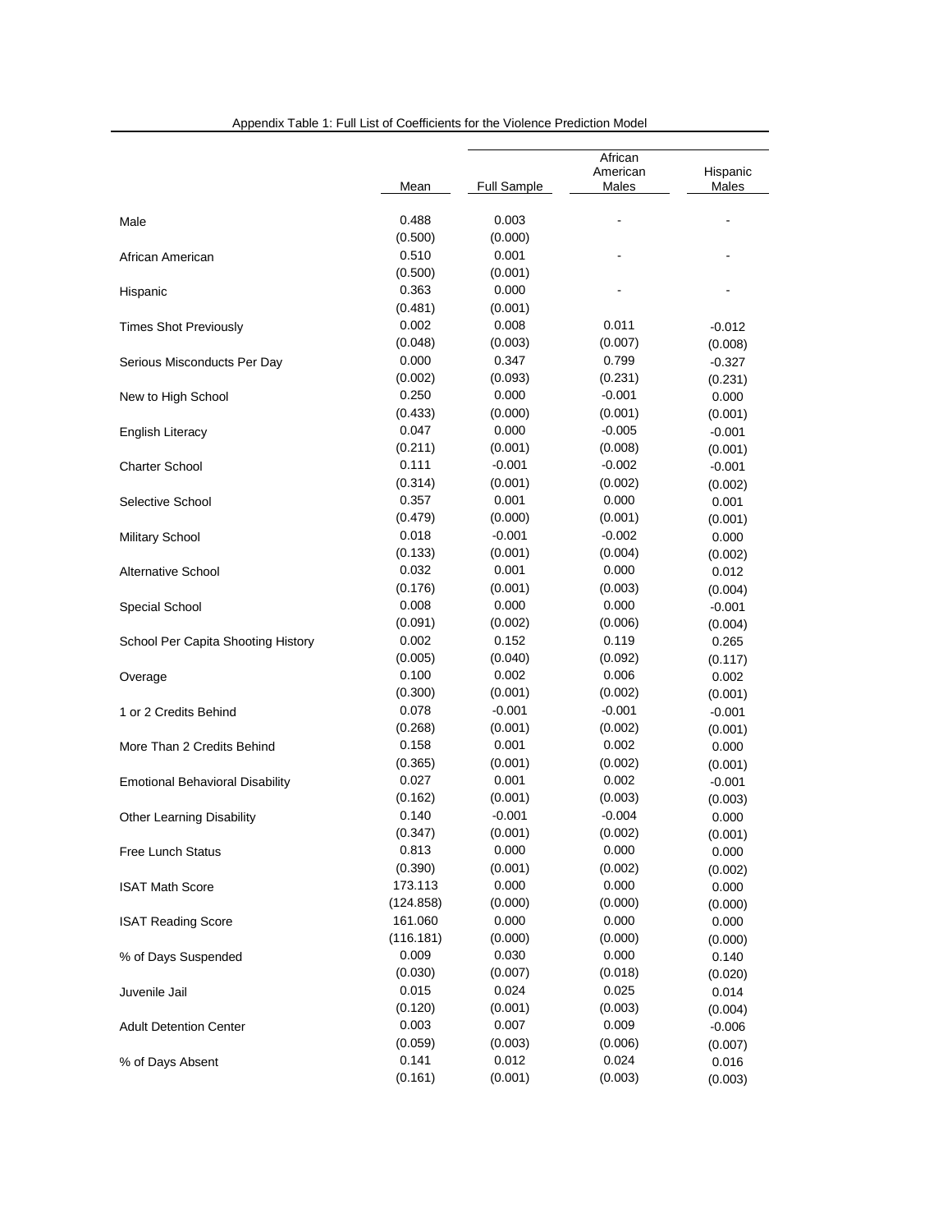Appendix Table 1: Full List of Coefficients for the Violence Prediction Model

| | Mean | Full Sample | African American Males | Hispanic Males |
|---|---|---|---|---|
| Male | 0.488 | 0.003 | - | - |
| | (0.500) | (0.000) | | |
| African American | 0.510 | 0.001 | - | - |
| | (0.500) | (0.001) | | |
| Hispanic | 0.363 | 0.000 | - | - |
| | (0.481) | (0.001) | | |
| Times Shot Previously | 0.002 | 0.008 | 0.011 | -0.012 |
| | (0.048) | (0.003) | (0.007) | (0.008) |
| Serious Misconducts Per Day | 0.000 | 0.347 | 0.799 | -0.327 |
| | (0.002) | (0.093) | (0.231) | (0.231) |
| New to High School | 0.250 | 0.000 | -0.001 | 0.000 |
| | (0.433) | (0.000) | (0.001) | (0.001) |
| English Literacy | 0.047 | 0.000 | -0.005 | -0.001 |
| | (0.211) | (0.001) | (0.008) | (0.001) |
| Charter School | 0.111 | -0.001 | -0.002 | -0.001 |
| | (0.314) | (0.001) | (0.002) | (0.002) |
| Selective School | 0.357 | 0.001 | 0.000 | 0.001 |
| | (0.479) | (0.000) | (0.001) | (0.001) |
| Military School | 0.018 | -0.001 | -0.002 | 0.000 |
| | (0.133) | (0.001) | (0.004) | (0.002) |
| Alternative School | 0.032 | 0.001 | 0.000 | 0.012 |
| | (0.176) | (0.001) | (0.003) | (0.004) |
| Special School | 0.008 | 0.000 | 0.000 | -0.001 |
| | (0.091) | (0.002) | (0.006) | (0.004) |
| School Per Capita Shooting History | 0.002 | 0.152 | 0.119 | 0.265 |
| | (0.005) | (0.040) | (0.092) | (0.117) |
| Overage | 0.100 | 0.002 | 0.006 | 0.002 |
| | (0.300) | (0.001) | (0.002) | (0.001) |
| 1 or 2 Credits Behind | 0.078 | -0.001 | -0.001 | -0.001 |
| | (0.268) | (0.001) | (0.002) | (0.001) |
| More Than 2 Credits Behind | 0.158 | 0.001 | 0.002 | 0.000 |
| | (0.365) | (0.001) | (0.002) | (0.001) |
| Emotional Behavioral Disability | 0.027 | 0.001 | 0.002 | -0.001 |
| | (0.162) | (0.001) | (0.003) | (0.003) |
| Other Learning Disability | 0.140 | -0.001 | -0.004 | 0.000 |
| | (0.347) | (0.001) | (0.002) | (0.001) |
| Free Lunch Status | 0.813 | 0.000 | 0.000 | 0.000 |
| | (0.390) | (0.001) | (0.002) | (0.002) |
| ISAT Math Score | 173.113 | 0.000 | 0.000 | 0.000 |
| | (124.858) | (0.000) | (0.000) | (0.000) |
| ISAT Reading Score | 161.060 | 0.000 | 0.000 | 0.000 |
| | (116.181) | (0.000) | (0.000) | (0.000) |
| % of Days Suspended | 0.009 | 0.030 | 0.000 | 0.140 |
| | (0.030) | (0.007) | (0.018) | (0.020) |
| Juvenile Jail | 0.015 | 0.024 | 0.025 | 0.014 |
| | (0.120) | (0.001) | (0.003) | (0.004) |
| Adult Detention Center | 0.003 | 0.007 | 0.009 | -0.006 |
| | (0.059) | (0.003) | (0.006) | (0.007) |
| % of Days Absent | 0.141 | 0.012 | 0.024 | 0.016 |
| | (0.161) | (0.001) | (0.003) | (0.003) |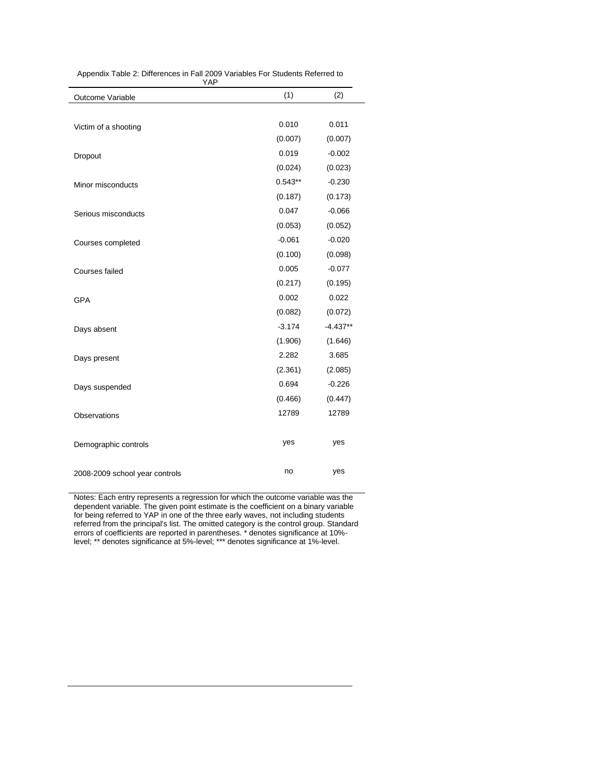Appendix Table 2: Differences in Fall 2009 Variables For Students Referred to YAP

| Outcome Variable | (1) | (2) |
|---|---|---|
| Victim of a shooting | 0.010 | 0.011 |
| | (0.007) | (0.007) |
| Dropout | 0.019 | -0.002 |
| | (0.024) | (0.023) |
| Minor misconducts | 0.543** | -0.230 |
| | (0.187) | (0.173) |
| Serious misconducts | 0.047 | -0.066 |
| | (0.053) | (0.052) |
| Courses completed | -0.061 | -0.020 |
| | (0.100) | (0.098) |
| Courses failed | 0.005 | -0.077 |
| | (0.217) | (0.195) |
| GPA | 0.002 | 0.022 |
| | (0.082) | (0.072) |
| Days absent | -3.174 | -4.437** |
| | (1.906) | (1.646) |
| Days present | 2.282 | 3.685 |
| | (2.361) | (2.085) |
| Days suspended | 0.694 | -0.226 |
| | (0.466) | (0.447) |
| Observations | 12789 | 12789 |
| Demographic controls | yes | yes |
| 2008-2009 school year controls | no | yes |

Notes: Each entry represents a regression for which the outcome variable was the dependent variable. The given point estimate is the coefficient on a binary variable for being referred to YAP in one of the three early waves, not including students referred from the principal's list. The omitted category is the control group. Standard errors of coefficients are reported in parentheses. * denotes significance at 10%-level; ** denotes significance at 5%-level; *** denotes significance at 1%-level.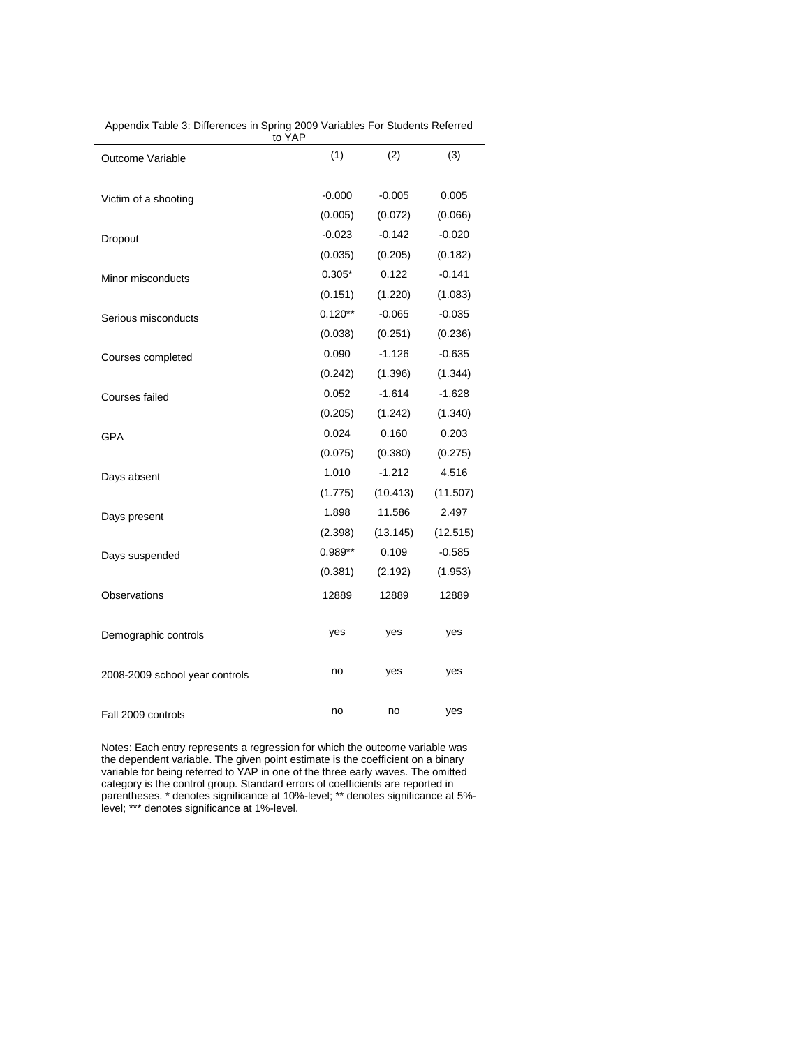Appendix Table 3: Differences in Spring 2009 Variables For Students Referred to YAP

| Outcome Variable | (1) | (2) | (3) |
|---|---|---|---|
| Victim of a shooting | -0.000 | -0.005 | 0.005 |
| | (0.005) | (0.072) | (0.066) |
| Dropout | -0.023 | -0.142 | -0.020 |
| | (0.035) | (0.205) | (0.182) |
| Minor misconducts | 0.305* | 0.122 | -0.141 |
| | (0.151) | (1.220) | (1.083) |
| Serious misconducts | 0.120** | -0.065 | -0.035 |
| | (0.038) | (0.251) | (0.236) |
| Courses completed | 0.090 | -1.126 | -0.635 |
| | (0.242) | (1.396) | (1.344) |
| Courses failed | 0.052 | -1.614 | -1.628 |
| | (0.205) | (1.242) | (1.340) |
| GPA | 0.024 | 0.160 | 0.203 |
| | (0.075) | (0.380) | (0.275) |
| Days absent | 1.010 | -1.212 | 4.516 |
| | (1.775) | (10.413) | (11.507) |
| Days present | 1.898 | 11.586 | 2.497 |
| | (2.398) | (13.145) | (12.515) |
| Days suspended | 0.989** | 0.109 | -0.585 |
| | (0.381) | (2.192) | (1.953) |
| Observations | 12889 | 12889 | 12889 |
| Demographic controls | yes | yes | yes |
| 2008-2009 school year controls | no | yes | yes |
| Fall 2009 controls | no | no | yes |

Notes: Each entry represents a regression for which the outcome variable was the dependent variable. The given point estimate is the coefficient on a binary variable for being referred to YAP in one of the three early waves. The omitted category is the control group. Standard errors of coefficients are reported in parentheses. * denotes significance at 10%-level; ** denotes significance at 5%-level; *** denotes significance at 1%-level.